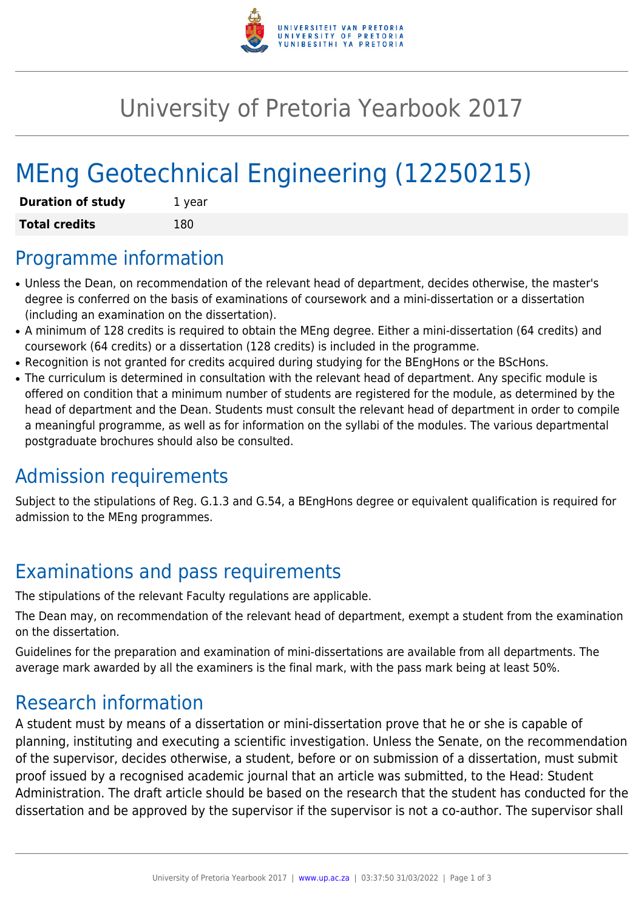# University of Pretoria Yearbook 2017

# MEng Geotechnical Engineering (12250215)

| **Duration of study** | 1 year |
| --- | --- |
| **Total credits** | 180 |

## Programme information

- Unless the Dean, on recommendation of the relevant head of department, decides otherwise, the master's degree is conferred on the basis of examinations of coursework and a mini-dissertation or a dissertation (including an examination on the dissertation).
- A minimum of 128 credits is required to obtain the MEng degree. Either a mini-dissertation (64 credits) and coursework (64 credits) or a dissertation (128 credits) is included in the programme.
- Recognition is not granted for credits acquired during studying for the BEngHons or the BScHons.
- The curriculum is determined in consultation with the relevant head of department. Any specific module is offered on condition that a minimum number of students are registered for the module, as determined by the head of department and the Dean. Students must consult the relevant head of department in order to compile a meaningful programme, as well as for information on the syllabi of the modules. The various departmental postgraduate brochures should also be consulted.

## Admission requirements

Subject to the stipulations of Reg. G.1.3 and G.54, a BEngHons degree or equivalent qualification is required for admission to the MEng programmes.

## Examinations and pass requirements

The stipulations of the relevant Faculty regulations are applicable.

The Dean may, on recommendation of the relevant head of department, exempt a student from the examination on the dissertation.

Guidelines for the preparation and examination of mini-dissertations are available from all departments. The average mark awarded by all the examiners is the final mark, with the pass mark being at least 50%.

## Research information

A student must by means of a dissertation or mini-dissertation prove that he or she is capable of planning, instituting and executing a scientific investigation. Unless the Senate, on the recommendation of the supervisor, decides otherwise, a student, before or on submission of a dissertation, must submit proof issued by a recognised academic journal that an article was submitted, to the Head: Student Administration. The draft article should be based on the research that the student has conducted for the dissertation and be approved by the supervisor if the supervisor is not a co-author. The supervisor shall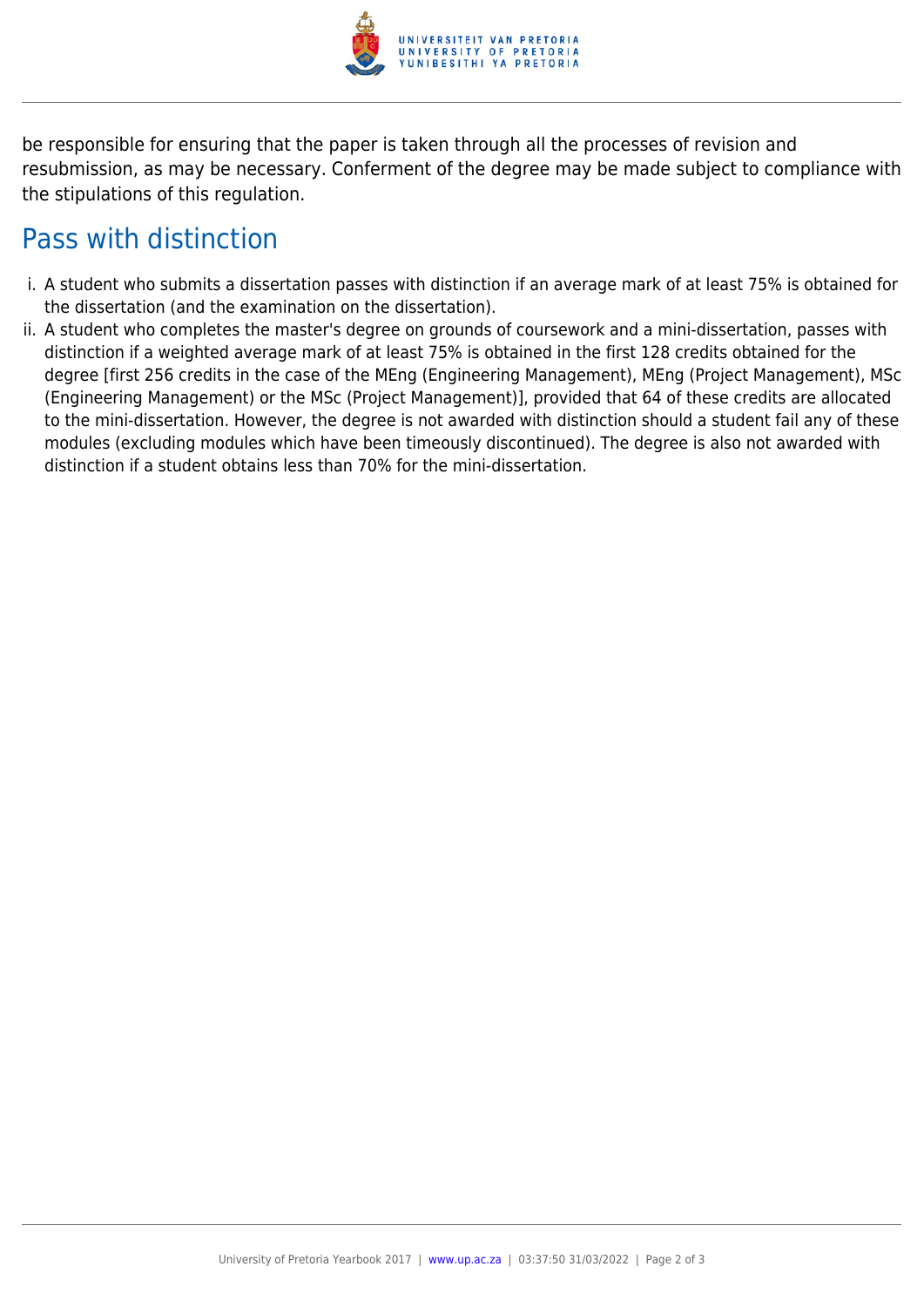be responsible for ensuring that the paper is taken through all the processes of revision and resubmission, as may be necessary. Conferment of the degree may be made subject to compliance with the stipulations of this regulation.

## Pass with distinction

i. A student who submits a dissertation passes with distinction if an average mark of at least 75% is obtained for the dissertation (and the examination on the dissertation).

ii. A student who completes the master's degree on grounds of coursework and a mini-dissertation, passes with distinction if a weighted average mark of at least 75% is obtained in the first 128 credits obtained for the degree [first 256 credits in the case of the MEng (Engineering Management), MEng (Project Management), MSc (Engineering Management) or the MSc (Project Management)], provided that 64 of these credits are allocated to the mini-dissertation. However, the degree is not awarded with distinction should a student fail any of these modules (excluding modules which have been timeously discontinued). The degree is also not awarded with distinction if a student obtains less than 70% for the mini-dissertation.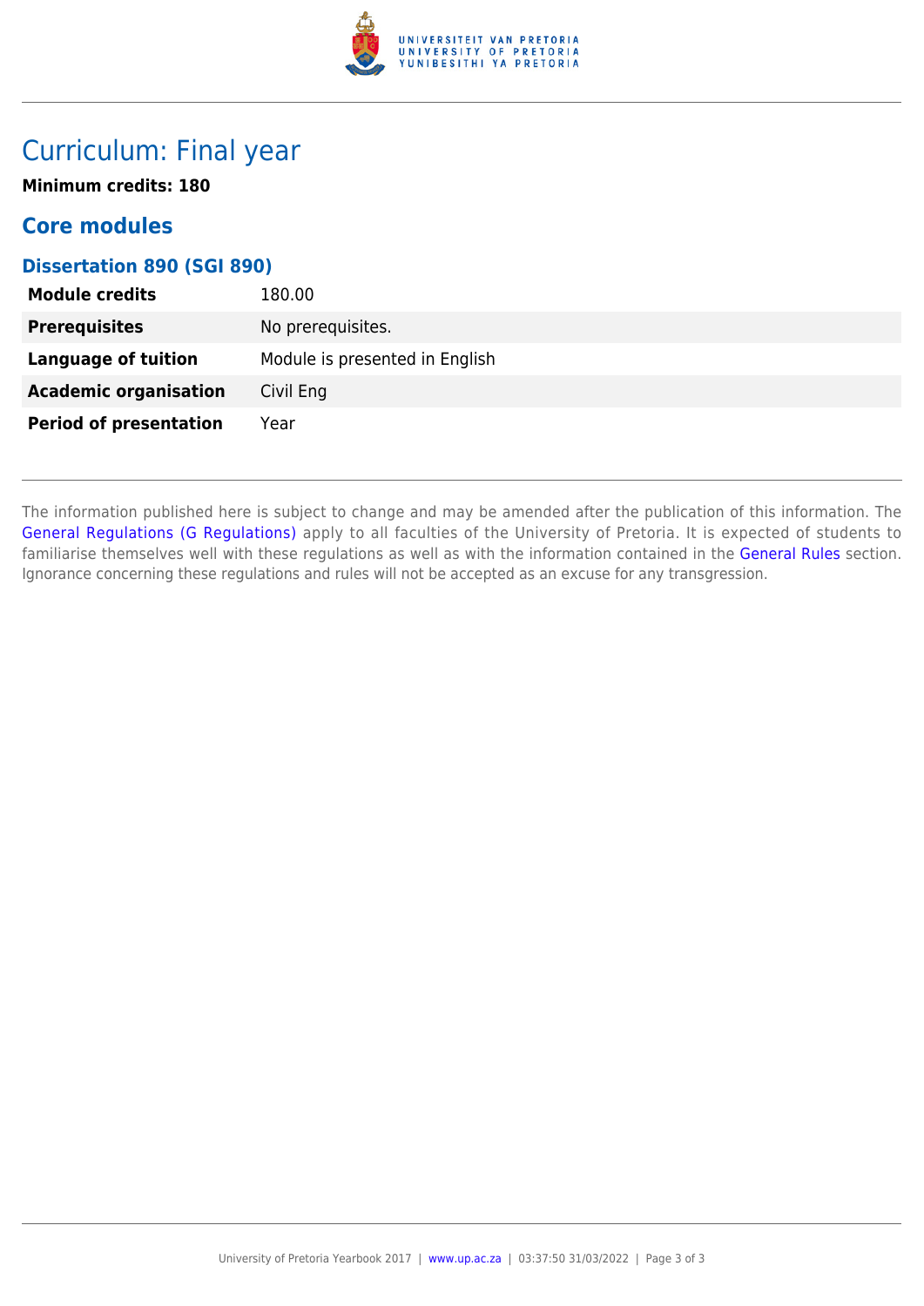# Curriculum: Final year

**Minimum credits: 180**

## Core modules

### Dissertation 890 (SGI 890)

| | |
|---|---|
| **Module credits** | 180.00 |
| **Prerequisites** | No prerequisites. |
| **Language of tuition** | Module is presented in English |
| **Academic organisation** | Civil Eng |
| **Period of presentation** | Year |

The information published here is subject to change and may be amended after the publication of this information. The General Regulations (G Regulations) apply to all faculties of the University of Pretoria. It is expected of students to familiarise themselves well with these regulations as well as with the information contained in the General Rules section. Ignorance concerning these regulations and rules will not be accepted as an excuse for any transgression.